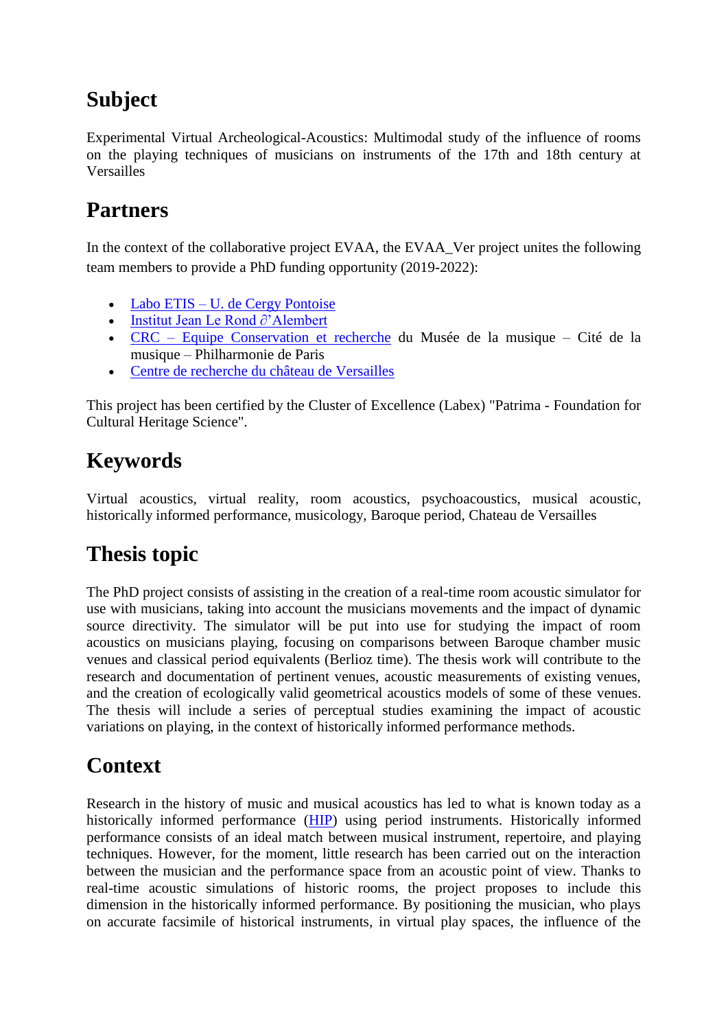## Subject

Experimental Virtual Archeological-Acoustics: Multimodal study of the influence of rooms on the playing techniques of musicians on instruments of the 17th and 18th century at Versailles

## Partners

In the context of the collaborative project EVAA, the EVAA_Ver project unites the following team members to provide a PhD funding opportunity (2019-2022):

- Labo ETIS – U. de Cergy Pontoise
- Institut Jean Le Rond ∂'Alembert
- CRC – Equipe Conservation et recherche du Musée de la musique – Cité de la musique – Philharmonie de Paris
- Centre de recherche du château de Versailles

This project has been certified by the Cluster of Excellence (Labex) "Patrima - Foundation for Cultural Heritage Science".

## Keywords

Virtual acoustics, virtual reality, room acoustics, psychoacoustics, musical acoustic, historically informed performance, musicology, Baroque period, Chateau de Versailles

## Thesis topic

The PhD project consists of assisting in the creation of a real-time room acoustic simulator for use with musicians, taking into account the musicians movements and the impact of dynamic source directivity. The simulator will be put into use for studying the impact of room acoustics on musicians playing, focusing on comparisons between Baroque chamber music venues and classical period equivalents (Berlioz time). The thesis work will contribute to the research and documentation of pertinent venues, acoustic measurements of existing venues, and the creation of ecologically valid geometrical acoustics models of some of these venues. The thesis will include a series of perceptual studies examining the impact of acoustic variations on playing, in the context of historically informed performance methods.

## Context

Research in the history of music and musical acoustics has led to what is known today as a historically informed performance (HIP) using period instruments. Historically informed performance consists of an ideal match between musical instrument, repertoire, and playing techniques. However, for the moment, little research has been carried out on the interaction between the musician and the performance space from an acoustic point of view. Thanks to real-time acoustic simulations of historic rooms, the project proposes to include this dimension in the historically informed performance. By positioning the musician, who plays on accurate facsimile of historical instruments, in virtual play spaces, the influence of the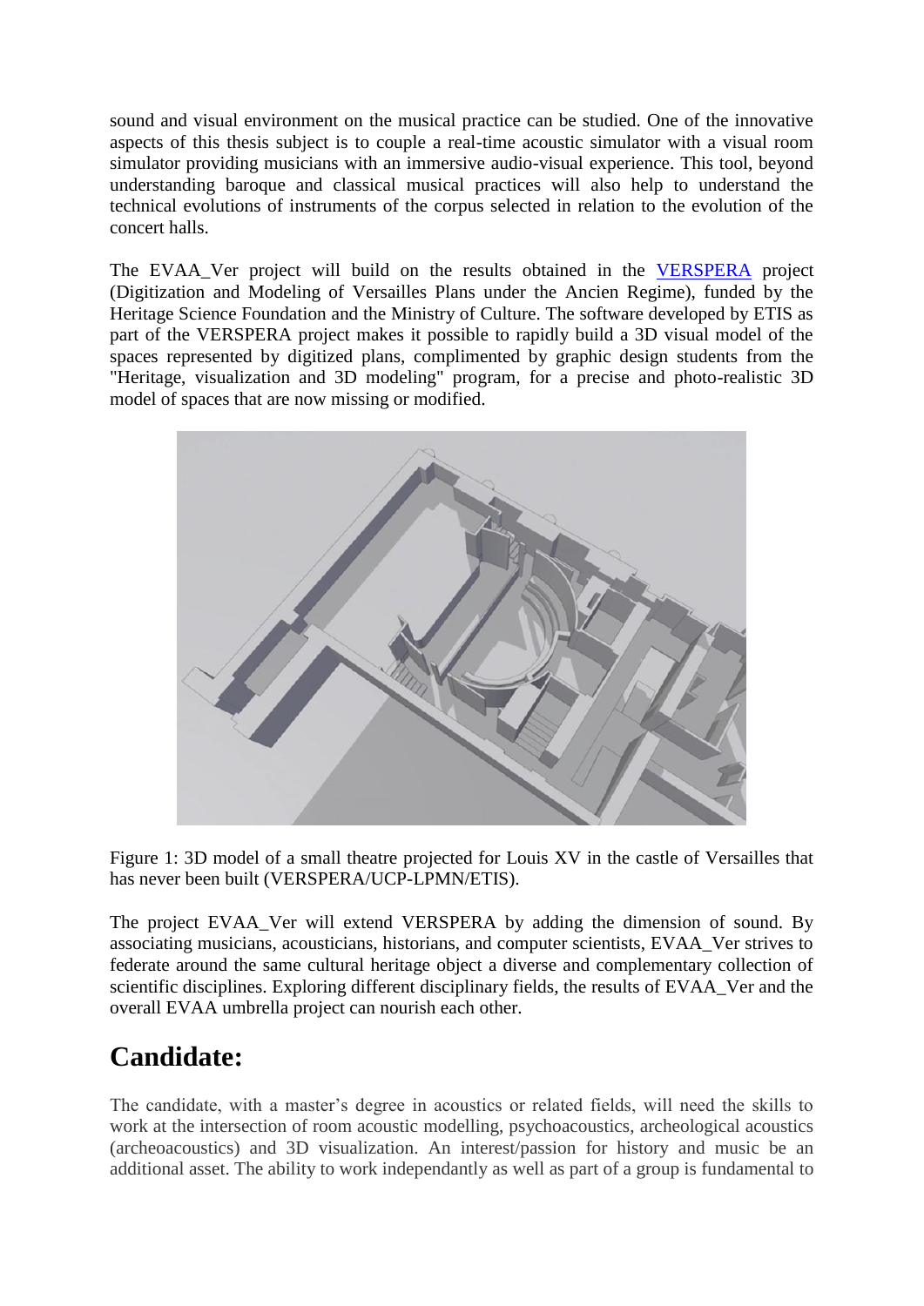sound and visual environment on the musical practice can be studied. One of the innovative aspects of this thesis subject is to couple a real-time acoustic simulator with a visual room simulator providing musicians with an immersive audio-visual experience. This tool, beyond understanding baroque and classical musical practices will also help to understand the technical evolutions of instruments of the corpus selected in relation to the evolution of the concert halls.

The EVAA_Ver project will build on the results obtained in the [VERSPERA](VERSPERA) project (Digitization and Modeling of Versailles Plans under the Ancien Regime), funded by the Heritage Science Foundation and the Ministry of Culture. The software developed by ETIS as part of the VERSPERA project makes it possible to rapidly build a 3D visual model of the spaces represented by digitized plans, complimented by graphic design students from the "Heritage, visualization and 3D modeling" program, for a precise and photo-realistic 3D model of spaces that are now missing or modified.

Figure 1: 3D model of a small theatre projected for Louis XV in the castle of Versailles that has never been built (VERSPERA/UCP-LPMN/ETIS).

The project EVAA_Ver will extend VERSPERA by adding the dimension of sound. By associating musicians, acousticians, historians, and computer scientists, EVAA_Ver strives to federate around the same cultural heritage object a diverse and complementary collection of scientific disciplines. Exploring different disciplinary fields, the results of EVAA_Ver and the overall EVAA umbrella project can nourish each other.

# Candidate:

The candidate, with a master's degree in acoustics or related fields, will need the skills to work at the intersection of room acoustic modelling, psychoacoustics, archeological acoustics (archeoacoustics) and 3D visualization. An interest/passion for history and music be an additional asset. The ability to work independantly as well as part of a group is fundamental to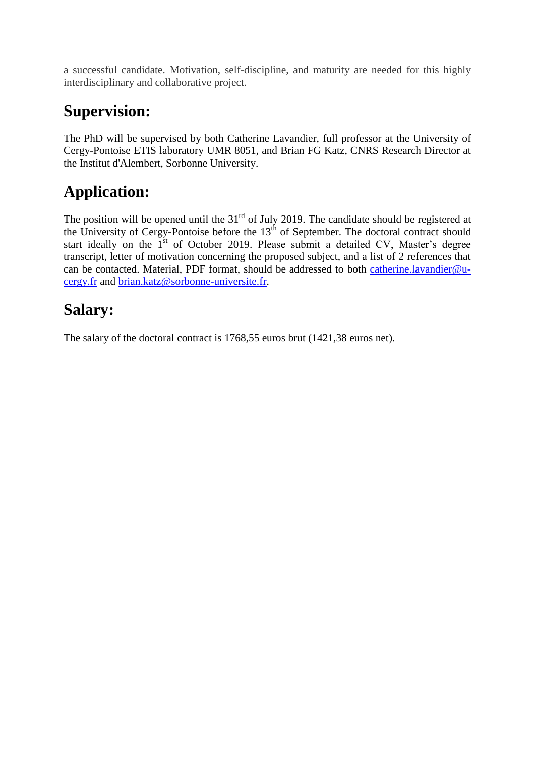a successful candidate. Motivation, self-discipline, and maturity are needed for this highly interdisciplinary and collaborative project.

# Supervision:

The PhD will be supervised by both Catherine Lavandier, full professor at the University of Cergy-Pontoise ETIS laboratory UMR 8051, and Brian FG Katz, CNRS Research Director at the Institut d'Alembert, Sorbonne University.

# Application:

The position will be opened until the 31rd of July 2019. The candidate should be registered at the University of Cergy-Pontoise before the 13th of September. The doctoral contract should start ideally on the 1st of October 2019. Please submit a detailed CV, Master's degree transcript, letter of motivation concerning the proposed subject, and a list of 2 references that can be contacted. Material, PDF format, should be addressed to both catherine.lavandier@u-cergy.fr and brian.katz@sorbonne-universite.fr.

# Salary:

The salary of the doctoral contract is 1768,55 euros brut (1421,38 euros net).